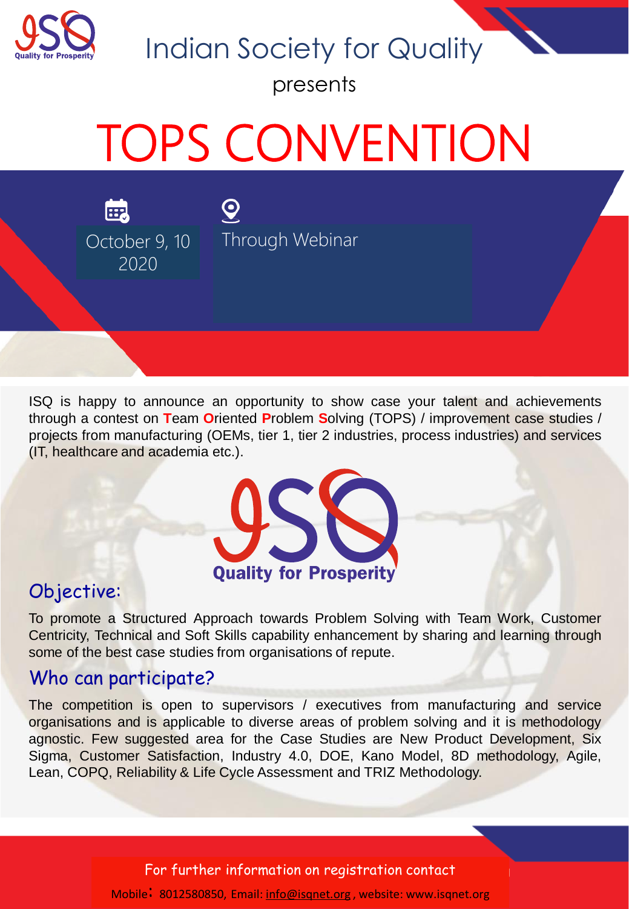Indian Society for Quality

presents

# TOPS CONVENTION

October 9, 10 2020

Through Webinar

ISQ is happy to announce an opportunity to show case your talent and achievements through a contest on **T**eam **O**riented **P**roblem **S**olving (TOPS) / improvement case studies / projects from manufacturing (OEMs, tier 1, tier 2 industries, process industries) and services (IT, healthcare and academia etc.).

Quality for Prosperity

## Objective:

To promote a Structured Approach towards Problem Solving with Team Work, Customer Centricity, Technical and Soft Skills capability enhancement by sharing and learning through some of the best case studies from organisations of repute.

## Who can participate?

The competition is open to supervisors / executives from manufacturing and service organisations and is applicable to diverse areas of problem solving and it is methodology agnostic. Few suggested area for the Case Studies are New Product Development, Six Sigma, Customer Satisfaction, Industry 4.0, DOE, Kano Model, 8D methodology, Agile, Lean, COPQ, Reliability & Life Cycle Assessment and TRIZ Methodology.

For further information on registration contact

Mobile: 8012580850, Email: info@isqnet.org , website: www.isqnet.org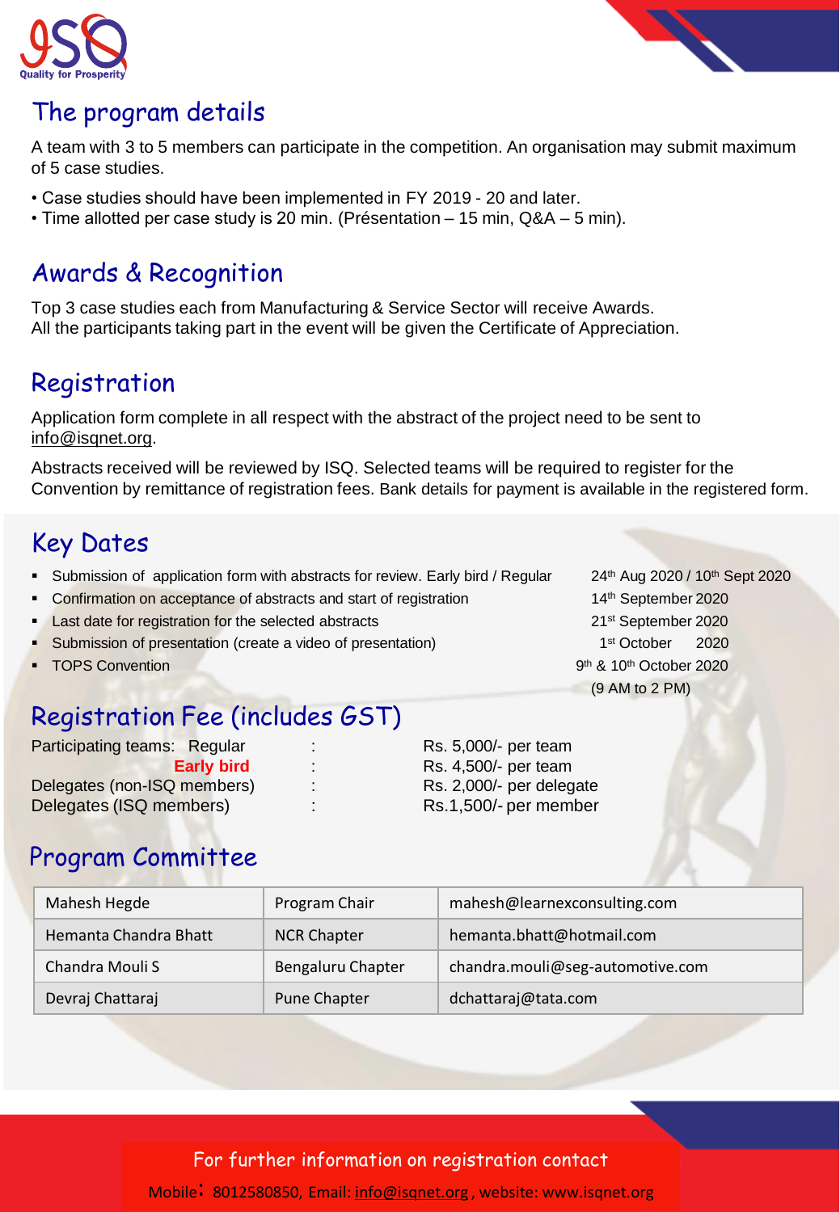## The program details

A team with 3 to 5 members can participate in the competition. An organisation may submit maximum of 5 case studies.

- Case studies should have been implemented in FY 2019 - 20 and later.
- Time allotted per case study is 20 min. (Présentation – 15 min, Q&A – 5 min).

## Awards & Recognition

Top 3 case studies each from Manufacturing & Service Sector will receive Awards.
All the participants taking part in the event will be given the Certificate of Appreciation.

## Registration

Application form complete in all respect with the abstract of the project need to be sent to info@isqnet.org.

Abstracts received will be reviewed by ISQ. Selected teams will be required to register for the Convention by remittance of registration fees. Bank details for payment is available in the registered form.

## Key Dates

| | |
|---|---|
| Submission of application form with abstracts for review. Early bird / Regular | 24th Aug 2020 / 10th Sept 2020 |
| Confirmation on acceptance of abstracts and start of registration | 14th September 2020 |
| Last date for registration for the selected abstracts | 21st September 2020 |
| Submission of presentation (create a video of presentation) | 1st October 2020 |
| TOPS Convention | 9th & 10th October 2020 (9 AM to 2 PM) |

## Registration Fee (includes GST)

| | | |
|---|---|---|
| Participating teams: Regular | : | Rs. 5,000/- per team |
| **Early bird** | : | Rs. 4,500/- per team |
| Delegates (non-ISQ members) | : | Rs. 2,000/- per delegate |
| Delegates (ISQ members) | : | Rs.1,500/- per member |

## Program Committee

| | | |
|---|---|---|
| Mahesh Hegde | Program Chair | mahesh@learnexconsulting.com |
| Hemanta Chandra Bhatt | NCR Chapter | hemanta.bhatt@hotmail.com |
| Chandra Mouli S | Bengaluru Chapter | chandra.mouli@seg-automotive.com |
| Devraj Chattaraj | Pune Chapter | dchattaraj@tata.com |

For further information on registration contact

Mobile: 8012580850, Email: info@isqnet.org , website: www.isqnet.org